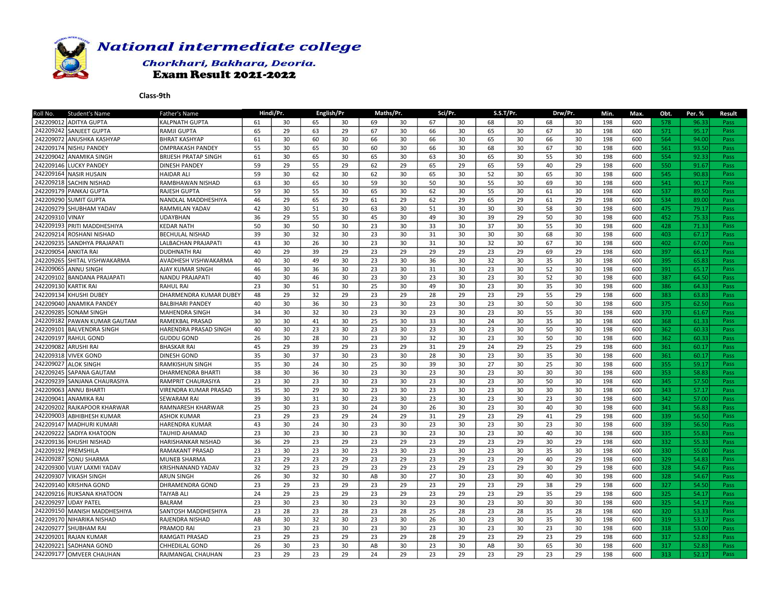# National intermediate college

## Chorkhari, Bakhara, Deoria.

### Exam Result 2021-2022

**Class-9th**

| Roll No. | Student's Name | Father's Name | Hindi/Pr. | | English/Pr | | Maths/Pr. | | Sci/Pr. | | S.S.T/Pr. | | Drw/Pr. | | Min. | Max. | Obt. | Per. % | Result |
|---|---|---|---|---|---|---|---|---|---|---|---|---|---|---|---|---|---|---|---|
| 242209012 | ADITYA GUPTA | KALPNATH GUPTA | 61 | 30 | 65 | 30 | 69 | 30 | 67 | 30 | 68 | 30 | 68 | 30 | 198 | 600 | 578 | 96.33 | Pass |
| 242209242 | SANJEET GUPTA | RAMJI GUPTA | 65 | 29 | 63 | 29 | 67 | 30 | 66 | 30 | 65 | 30 | 67 | 30 | 198 | 600 | 571 | 95.17 | Pass |
| 242209072 | ANUSHKA KASHYAP | BHRAT KASHYAP | 61 | 30 | 60 | 30 | 66 | 30 | 66 | 30 | 65 | 30 | 66 | 30 | 198 | 600 | 564 | 94.00 | Pass |
| 242209174 | NISHU PANDEY | OMPRAKASH PANDEY | 55 | 30 | 65 | 30 | 60 | 30 | 66 | 30 | 68 | 30 | 67 | 30 | 198 | 600 | 561 | 93.50 | Pass |
| 242209042 | ANAMIKA SINGH | BRIJESH PRATAP SINGH | 61 | 30 | 65 | 30 | 65 | 30 | 63 | 30 | 65 | 30 | 55 | 30 | 198 | 600 | 554 | 92.33 | Pass |
| 242209146 | LUCKY PANDEY | DINESH PANDEY | 59 | 29 | 55 | 29 | 62 | 29 | 65 | 29 | 65 | 59 | 40 | 29 | 198 | 600 | 550 | 91.67 | Pass |
| 242209164 | NASIR HUSAIN | HAIDAR ALI | 59 | 30 | 62 | 30 | 62 | 30 | 65 | 30 | 52 | 30 | 65 | 30 | 198 | 600 | 545 | 90.83 | Pass |
| 242209218 | SACHIN NISHAD | RAMBHAWAN NISHAD | 63 | 30 | 65 | 30 | 59 | 30 | 50 | 30 | 55 | 30 | 69 | 30 | 198 | 600 | 541 | 90.17 | Pass |
| 242209179 | PANKAJ GUPTA | RAJESH GUPTA | 59 | 30 | 55 | 30 | 65 | 30 | 62 | 30 | 55 | 30 | 61 | 30 | 198 | 600 | 537 | 89.50 | Pass |
| 242209290 | SUMIT GUPTA | NANDLAL MADDHESHIYA | 46 | 29 | 65 | 29 | 61 | 29 | 62 | 29 | 65 | 29 | 61 | 29 | 198 | 600 | 534 | 89.00 | Pass |
| 242209279 | SHUBHAM YADAV | RAMMILAN YADAV | 42 | 30 | 51 | 30 | 63 | 30 | 51 | 30 | 30 | 30 | 58 | 30 | 198 | 600 | 475 | 79.17 | Pass |
| 242209310 | VINAY | UDAYBHAN | 36 | 29 | 55 | 30 | 45 | 30 | 49 | 30 | 39 | 29 | 50 | 30 | 198 | 600 | 452 | 75.33 | Pass |
| 242209193 | PRITI MADDHESHIYA | KEDAR NATH | 50 | 30 | 50 | 30 | 23 | 30 | 33 | 30 | 37 | 30 | 55 | 30 | 198 | 600 | 428 | 71.33 | Pass |
| 242209214 | ROSHANI NISHAD | BECHULAL NISHAD | 39 | 30 | 32 | 30 | 23 | 30 | 31 | 30 | 30 | 30 | 68 | 30 | 198 | 600 | 403 | 67.17 | Pass |
| 242209235 | SANDHYA PRAJAPATI | LALBACHAN PRAJAPATI | 43 | 30 | 26 | 30 | 23 | 30 | 31 | 30 | 32 | 30 | 67 | 30 | 198 | 600 | 402 | 67.00 | Pass |
| 242209054 | ANKITA RAI | DUDHNATH RAI | 40 | 29 | 39 | 29 | 23 | 29 | 29 | 29 | 23 | 29 | 69 | 29 | 198 | 600 | 397 | 66.17 | Pass |
| 242209265 | SHITAL VISHWAKARMA | AVADHESH VISHWAKARMA | 40 | 30 | 49 | 30 | 23 | 30 | 36 | 30 | 32 | 30 | 35 | 30 | 198 | 600 | 395 | 65.83 | Pass |
| 242209065 | ANNU SINGH | AJAY KUMAR SINGH | 46 | 30 | 36 | 30 | 23 | 30 | 31 | 30 | 23 | 30 | 52 | 30 | 198 | 600 | 391 | 65.17 | Pass |
| 242209102 | BANDANA PRAJAPATI | NANDU PRAJAPATI | 40 | 30 | 46 | 30 | 23 | 30 | 23 | 30 | 23 | 30 | 52 | 30 | 198 | 600 | 387 | 64.50 | Pass |
| 242209130 | KARTIK RAI | RAHUL RAI | 23 | 30 | 51 | 30 | 25 | 30 | 49 | 30 | 23 | 30 | 35 | 30 | 198 | 600 | 386 | 64.33 | Pass |
| 242209134 | KHUSHI DUBEY | DHARMENDRA KUMAR DUBEY | 48 | 29 | 32 | 29 | 23 | 29 | 28 | 29 | 23 | 29 | 55 | 29 | 198 | 600 | 383 | 63.83 | Pass |
| 242209040 | ANAMIKA PANDEY | BALBIHARI PANDEY | 40 | 30 | 36 | 30 | 23 | 30 | 23 | 30 | 23 | 30 | 50 | 30 | 198 | 600 | 375 | 62.50 | Pass |
| 242209285 | SONAM SINGH | MAHENDRA SINGH | 34 | 30 | 32 | 30 | 23 | 30 | 23 | 30 | 23 | 30 | 55 | 30 | 198 | 600 | 370 | 61.67 | Pass |
| 242209182 | PAWAN KUMAR GAUTAM | RAMEKBAL PRASAD | 30 | 30 | 41 | 30 | 25 | 30 | 33 | 30 | 24 | 30 | 35 | 30 | 198 | 600 | 368 | 61.33 | Pass |
| 242209101 | BALVENDRA SINGH | HARENDRA PRASAD SINGH | 40 | 30 | 23 | 30 | 23 | 30 | 23 | 30 | 23 | 30 | 50 | 30 | 198 | 600 | 362 | 60.33 | Pass |
| 242209197 | RAHUL GOND | GUDDU GOND | 26 | 30 | 28 | 30 | 23 | 30 | 32 | 30 | 23 | 30 | 50 | 30 | 198 | 600 | 362 | 60.33 | Pass |
| 242209082 | ARUSHI RAI | BHASKAR RAI | 45 | 29 | 39 | 29 | 23 | 29 | 31 | 29 | 24 | 29 | 25 | 29 | 198 | 600 | 361 | 60.17 | Pass |
| 242209318 | VIVEK GOND | DINESH GOND | 35 | 30 | 37 | 30 | 23 | 30 | 28 | 30 | 23 | 30 | 35 | 30 | 198 | 600 | 361 | 60.17 | Pass |
| 242209027 | ALOK SINGH | RAMKISHUN SINGH | 35 | 30 | 24 | 30 | 25 | 30 | 39 | 30 | 27 | 30 | 25 | 30 | 198 | 600 | 355 | 59.17 | Pass |
| 242209245 | SAPANA GAUTAM | DHARMENDRA BHARTI | 38 | 30 | 36 | 30 | 23 | 30 | 23 | 30 | 23 | 30 | 30 | 30 | 198 | 600 | 353 | 58.83 | Pass |
| 242209239 | SANJANA CHAURASIYA | RAMPRIT CHAURASIYA | 23 | 30 | 23 | 30 | 23 | 30 | 23 | 30 | 23 | 30 | 50 | 30 | 198 | 600 | 345 | 57.50 | Pass |
| 242209063 | ANNU BHARTI | VIRENDRA KUMAR PRASAD | 35 | 30 | 29 | 30 | 23 | 30 | 23 | 30 | 23 | 30 | 30 | 30 | 198 | 600 | 343 | 57.17 | Pass |
| 242209041 | ANAMIKA RAI | SEWARAM RAI | 39 | 30 | 31 | 30 | 23 | 30 | 23 | 30 | 23 | 30 | 23 | 30 | 198 | 600 | 342 | 57.00 | Pass |
| 242209202 | RAJKAPOOR KHARWAR | RAMNARESH KHARWAR | 25 | 30 | 23 | 30 | 24 | 30 | 26 | 30 | 23 | 30 | 40 | 30 | 198 | 600 | 341 | 56.83 | Pass |
| 242209003 | ABHIBHESH KUMAR | ASHOK KUMAR | 23 | 29 | 23 | 29 | 24 | 29 | 31 | 29 | 23 | 29 | 41 | 29 | 198 | 600 | 339 | 56.50 | Pass |
| 242209147 | MADHURI KUMARI | HARENDRA KUMAR | 43 | 30 | 24 | 30 | 23 | 30 | 23 | 30 | 23 | 30 | 23 | 30 | 198 | 600 | 339 | 56.50 | Pass |
| 242209222 | SADIYA KHATOON | TAUHID AHAMAD | 23 | 30 | 23 | 30 | 23 | 30 | 23 | 30 | 23 | 30 | 40 | 30 | 198 | 600 | 335 | 55.83 | Pass |
| 242209136 | KHUSHI NISHAD | HARISHANKAR NISHAD | 36 | 29 | 23 | 29 | 23 | 29 | 23 | 29 | 23 | 29 | 30 | 29 | 198 | 600 | 332 | 55.33 | Pass |
| 242209192 | PREMSHILA | RAMAKANT PRASAD | 23 | 30 | 23 | 30 | 23 | 30 | 23 | 30 | 23 | 30 | 35 | 30 | 198 | 600 | 330 | 55.00 | Pass |
| 242209287 | SONU SHARMA | MUNEB SHARMA | 23 | 29 | 23 | 29 | 23 | 29 | 23 | 29 | 23 | 29 | 40 | 29 | 198 | 600 | 329 | 54.83 | Pass |
| 242209300 | VIJAY LAXMI YADAV | KRISHNANAND YADAV | 32 | 29 | 23 | 29 | 23 | 29 | 23 | 29 | 23 | 29 | 30 | 29 | 198 | 600 | 328 | 54.67 | Pass |
| 242209307 | VIKASH SINGH | ARUN SINGH | 26 | 30 | 32 | 30 | AB | 30 | 27 | 30 | 23 | 30 | 40 | 30 | 198 | 600 | 328 | 54.67 | Pass |
| 242209140 | KRISHNA GOND | DHRAMENDRA GOND | 23 | 29 | 23 | 29 | 23 | 29 | 23 | 29 | 23 | 29 | 38 | 29 | 198 | 600 | 327 | 54.50 | Pass |
| 242209216 | RUKSANA KHATOON | TAIYAB ALI | 24 | 29 | 23 | 29 | 23 | 29 | 23 | 29 | 23 | 29 | 35 | 29 | 198 | 600 | 325 | 54.17 | Pass |
| 242209297 | UDAY PATEL | BALRAM | 23 | 30 | 23 | 30 | 23 | 30 | 23 | 30 | 23 | 30 | 30 | 30 | 198 | 600 | 325 | 54.17 | Pass |
| 242209150 | MANISH MADDHESHIYA | SANTOSH MADDHESHIYA | 23 | 28 | 23 | 28 | 23 | 28 | 25 | 28 | 23 | 28 | 35 | 28 | 198 | 600 | 320 | 53.33 | Pass |
| 242209170 | NIHARIKA NISHAD | RAJENDRA NISHAD | AB | 30 | 32 | 30 | 23 | 30 | 26 | 30 | 23 | 30 | 35 | 30 | 198 | 600 | 319 | 53.17 | Pass |
| 242209277 | SHUBHAM RAI | PRAMOD RAI | 23 | 30 | 23 | 30 | 23 | 30 | 23 | 30 | 23 | 30 | 23 | 30 | 198 | 600 | 318 | 53.00 | Pass |
| 242209201 | RAJAN KUMAR | RAMGATI PRASAD | 23 | 29 | 23 | 29 | 23 | 29 | 28 | 29 | 23 | 29 | 23 | 29 | 198 | 600 | 317 | 52.83 | Pass |
| 242209221 | SADHANA GOND | CHHEDILAL GOND | 26 | 30 | 23 | 30 | AB | 30 | 23 | 30 | AB | 30 | 65 | 30 | 198 | 600 | 317 | 52.83 | Pass |
| 242209177 | OMVEER CHAUHAN | RAJMANGAL CHAUHAN | 23 | 29 | 23 | 29 | 24 | 29 | 23 | 29 | 23 | 29 | 23 | 29 | 198 | 600 | 313 | 52.17 | Pass |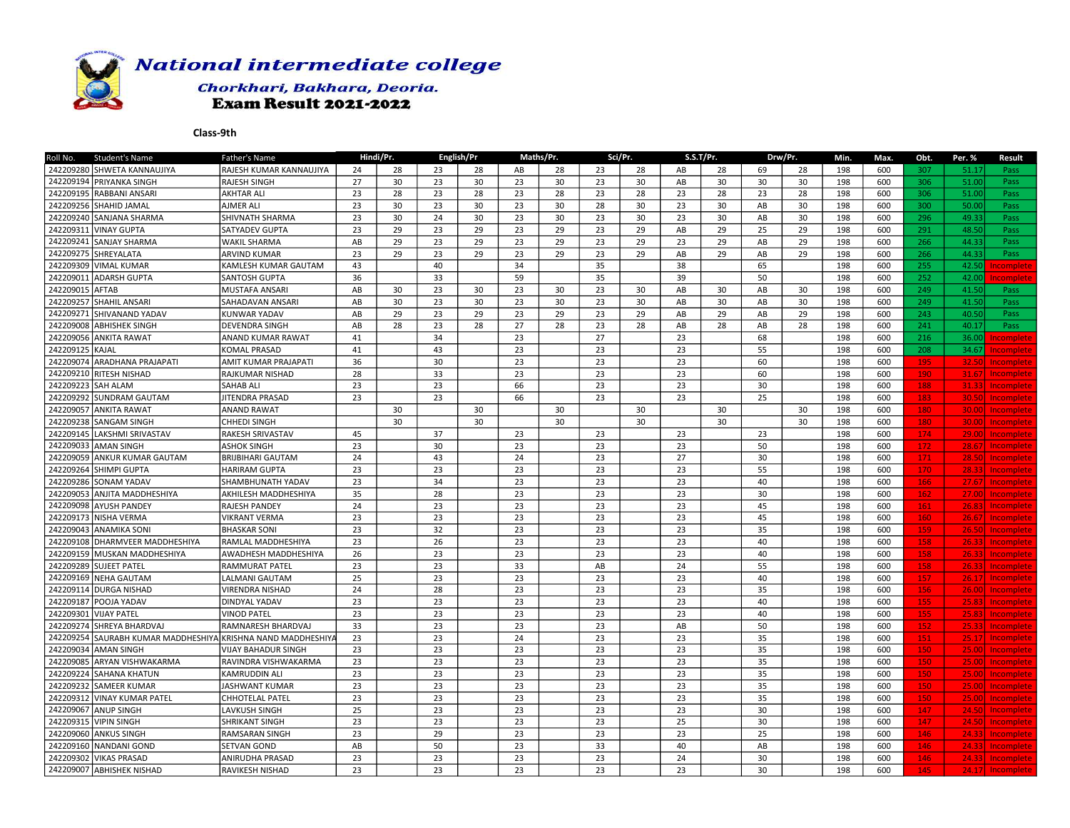# National intermediate college

Chorkhari, Bakhara, Deoria.

**Exam Result 2021-2022**

**Class-9th**

| Roll No. | Student's Name | Father's Name | Hindi/Pr. | | English/Pr | | Maths/Pr. | | Sci/Pr. | | S.S.T/Pr. | | Drw/Pr. | | Min. | Max. | Obt. | Per. % | Result |
|---|---|---|---|---|---|---|---|---|---|---|---|---|---|---|---|---|---|---|---|
| 242209280 | SHWETA KANNAUJIYA | RAJESH KUMAR KANNAUJIYA | 24 | 28 | 23 | 28 | AB | 28 | 23 | 28 | AB | 28 | 69 | 28 | 198 | 600 | 307 | 51.17 | Pass |
| 242209194 | PRIYANKA SINGH | RAJESH SINGH | 27 | 30 | 23 | 30 | 23 | 30 | 23 | 30 | AB | 30 | 30 | 30 | 198 | 600 | 306 | 51.00 | Pass |
| 242209195 | RABBANI ANSARI | AKHTAR ALI | 23 | 28 | 23 | 28 | 23 | 28 | 23 | 28 | 23 | 28 | 23 | 28 | 198 | 600 | 306 | 51.00 | Pass |
| 242209256 | SHAHID JAMAL | AJMER ALI | 23 | 30 | 23 | 30 | 23 | 30 | 28 | 30 | 23 | 30 | AB | 30 | 198 | 600 | 300 | 50.00 | Pass |
| 242209240 | SANJANA SHARMA | SHIVNATH SHARMA | 23 | 30 | 24 | 30 | 23 | 30 | 23 | 30 | 23 | 30 | AB | 30 | 198 | 600 | 296 | 49.33 | Pass |
| 242209311 | VINAY GUPTA | SATYADEV GUPTA | 23 | 29 | 23 | 29 | 23 | 29 | 23 | 29 | AB | 29 | 25 | 29 | 198 | 600 | 291 | 48.50 | Pass |
| 242209241 | SANJAY SHARMA | WAKIL SHARMA | AB | 29 | 23 | 29 | 23 | 29 | 23 | 29 | 23 | 29 | AB | 29 | 198 | 600 | 266 | 44.33 | Pass |
| 242209275 | SHREYALATA | ARVIND KUMAR | 23 | 29 | 23 | 29 | 23 | 29 | 23 | 29 | AB | 29 | AB | 29 | 198 | 600 | 266 | 44.33 | Pass |
| 242209309 | VIMAL KUMAR | KAMLESH KUMAR GAUTAM | 43 | | 40 | | 34 | | 35 | | 38 | | 65 | | 198 | 600 | 255 | 42.50 | Incomplete |
| 242209011 | ADARSH GUPTA | SANTOSH GUPTA | 36 | | 33 | | 59 | | 35 | | 39 | | 50 | | 198 | 600 | 252 | 42.00 | Incomplete |
| 242209015 | AFTAB | MUSTAFA ANSARI | AB | 30 | 23 | 30 | 23 | 30 | 23 | 30 | AB | 30 | AB | 30 | 198 | 600 | 249 | 41.50 | Pass |
| 242209257 | SHAHIL ANSARI | SAHADAVAN ANSARI | AB | 30 | 23 | 30 | 23 | 30 | 23 | 30 | AB | 30 | AB | 30 | 198 | 600 | 249 | 41.50 | Pass |
| 242209271 | SHIVANAND YADAV | KUNWAR YADAV | AB | 29 | 23 | 29 | 23 | 29 | 23 | 29 | AB | 29 | AB | 29 | 198 | 600 | 243 | 40.50 | Pass |
| 242209008 | ABHISHEK SINGH | DEVENDRA SINGH | AB | 28 | 23 | 28 | 27 | 28 | 23 | 28 | AB | 28 | AB | 28 | 198 | 600 | 241 | 40.17 | Pass |
| 242209056 | ANKITA RAWAT | ANAND KUMAR RAWAT | 41 | | 34 | | 23 | | 27 | | 23 | | 68 | | 198 | 600 | 216 | 36.00 | Incomplete |
| 242209125 | KAJAL | KOMAL PRASAD | 41 | | 43 | | 23 | | 23 | | 23 | | 55 | | 198 | 600 | 208 | 34.67 | Incomplete |
| 242209074 | ARADHANA PRAJAPATI | AMIT KUMAR PRAJAPATI | 36 | | 30 | | 23 | | 23 | | 23 | | 60 | | 198 | 600 | 195 | 32.50 | Incomplete |
| 242209210 | RITESH NISHAD | RAJKUMAR NISHAD | 28 | | 33 | | 23 | | 23 | | 23 | | 60 | | 198 | 600 | 190 | 31.67 | Incomplete |
| 242209223 | SAH ALAM | SAHAB ALI | 23 | | 23 | | 66 | | 23 | | 23 | | 30 | | 198 | 600 | 188 | 31.33 | Incomplete |
| 242209292 | SUNDRAM GAUTAM | JITENDRA PRASAD | 23 | | 23 | | 66 | | 23 | | 23 | | 25 | | 198 | 600 | 183 | 30.50 | Incomplete |
| 242209057 | ANKITA RAWAT | ANAND RAWAT | | 30 | | 30 | | 30 | | 30 | | 30 | | 30 | 198 | 600 | 180 | 30.00 | Incomplete |
| 242209238 | SANGAM SINGH | CHHEDI SINGH | | 30 | | 30 | | 30 | | 30 | | 30 | | 30 | 198 | 600 | 180 | 30.00 | Incomplete |
| 242209145 | LAKSHMI SRIVASTAV | RAKESH SRIVASTAV | 45 | | 37 | | 23 | | 23 | | 23 | | 23 | | 198 | 600 | 174 | 29.00 | Incomplete |
| 242209033 | AMAN SINGH | ASHOK SINGH | 23 | | 30 | | 23 | | 23 | | 23 | | 50 | | 198 | 600 | 172 | 28.67 | Incomplete |
| 242209059 | ANKUR KUMAR GAUTAM | BRIJBIHARI GAUTAM | 24 | | 43 | | 24 | | 23 | | 27 | | 30 | | 198 | 600 | 171 | 28.50 | Incomplete |
| 242209264 | SHIMPI GUPTA | HARIRAM GUPTA | 23 | | 23 | | 23 | | 23 | | 23 | | 55 | | 198 | 600 | 170 | 28.33 | Incomplete |
| 242209286 | SONAM YADAV | SHAMBHUNATH YADAV | 23 | | 34 | | 23 | | 23 | | 23 | | 40 | | 198 | 600 | 166 | 27.67 | Incomplete |
| 242209053 | ANJITA MADDHESHIYA | AKHILESH MADDHESHIYA | 35 | | 28 | | 23 | | 23 | | 23 | | 30 | | 198 | 600 | 162 | 27.00 | Incomplete |
| 242209098 | AYUSH PANDEY | RAJESH PANDEY | 24 | | 23 | | 23 | | 23 | | 23 | | 45 | | 198 | 600 | 161 | 26.83 | Incomplete |
| 242209173 | NISHA VERMA | VIKRANT VERMA | 23 | | 23 | | 23 | | 23 | | 23 | | 45 | | 198 | 600 | 160 | 26.67 | Incomplete |
| 242209043 | ANAMIKA SONI | BHASKAR SONI | 23 | | 32 | | 23 | | 23 | | 23 | | 35 | | 198 | 600 | 159 | 26.50 | Incomplete |
| 242209108 | DHARMVEER MADDHESHIYA | RAMLAL MADDHESHIYA | 23 | | 26 | | 23 | | 23 | | 23 | | 40 | | 198 | 600 | 158 | 26.33 | Incomplete |
| 242209159 | MUSKAN MADDHESHIYA | AWADHESH MADDHESHIYA | 26 | | 23 | | 23 | | 23 | | 23 | | 40 | | 198 | 600 | 158 | 26.33 | Incomplete |
| 242209289 | SUJEET PATEL | RAMMURAT PATEL | 23 | | 23 | | 33 | | AB | | 24 | | 55 | | 198 | 600 | 158 | 26.33 | Incomplete |
| 242209169 | NEHA GAUTAM | LALMANI GAUTAM | 25 | | 23 | | 23 | | 23 | | 23 | | 40 | | 198 | 600 | 157 | 26.17 | Incomplete |
| 242209114 | DURGA NISHAD | VIRENDRA NISHAD | 24 | | 28 | | 23 | | 23 | | 23 | | 35 | | 198 | 600 | 156 | 26.00 | Incomplete |
| 242209187 | POOJA YADAV | DINDYAL YADAV | 23 | | 23 | | 23 | | 23 | | 23 | | 40 | | 198 | 600 | 155 | 25.83 | Incomplete |
| 242209301 | VIJAY PATEL | VINOD PATEL | 23 | | 23 | | 23 | | 23 | | 23 | | 40 | | 198 | 600 | 155 | 25.83 | Incomplete |
| 242209274 | SHREYA BHARDVAJ | RAMNARESH BHARDVAJ | 33 | | 23 | | 23 | | 23 | | AB | | 50 | | 198 | 600 | 152 | 25.33 | Incomplete |
| 242209254 | SAURABH KUMAR MADDHESHIYA | KRISHNA NAND MADDHESHIYA | 23 | | 23 | | 24 | | 23 | | 23 | | 35 | | 198 | 600 | 151 | 25.17 | Incomplete |
| 242209034 | AMAN SINGH | VIJAY BAHADUR SINGH | 23 | | 23 | | 23 | | 23 | | 23 | | 35 | | 198 | 600 | 150 | 25.00 | Incomplete |
| 242209085 | ARYAN VISHWAKARMA | RAVINDRA VISHWAKARMA | 23 | | 23 | | 23 | | 23 | | 23 | | 35 | | 198 | 600 | 150 | 25.00 | Incomplete |
| 242209224 | SAHANA KHATUN | KAMRUDDIN ALI | 23 | | 23 | | 23 | | 23 | | 23 | | 35 | | 198 | 600 | 150 | 25.00 | Incomplete |
| 242209232 | SAMEER KUMAR | JASHWANT KUMAR | 23 | | 23 | | 23 | | 23 | | 23 | | 35 | | 198 | 600 | 150 | 25.00 | Incomplete |
| 242209312 | VINAY KUMAR PATEL | CHHOTELAL PATEL | 23 | | 23 | | 23 | | 23 | | 23 | | 35 | | 198 | 600 | 150 | 25.00 | Incomplete |
| 242209067 | ANUP SINGH | LAVKUSH SINGH | 25 | | 23 | | 23 | | 23 | | 23 | | 30 | | 198 | 600 | 147 | 24.50 | Incomplete |
| 242209315 | VIPIN SINGH | SHRIKANT SINGH | 23 | | 23 | | 23 | | 23 | | 25 | | 30 | | 198 | 600 | 147 | 24.50 | Incomplete |
| 242209060 | ANKUS SINGH | RAMSARAN SINGH | 23 | | 29 | | 23 | | 23 | | 23 | | 25 | | 198 | 600 | 146 | 24.33 | Incomplete |
| 242209160 | NANDANI GOND | SETVAN GOND | AB | | 50 | | 23 | | 33 | | 40 | | AB | | 198 | 600 | 146 | 24.33 | Incomplete |
| 242209302 | VIKAS PRASAD | ANIRUDHA PRASAD | 23 | | 23 | | 23 | | 23 | | 24 | | 30 | | 198 | 600 | 146 | 24.33 | Incomplete |
| 242209007 | ABHISHEK NISHAD | RAVIKESH NISHAD | 23 | | 23 | | 23 | | 23 | | 23 | | 30 | | 198 | 600 | 145 | 24.17 | Incomplete |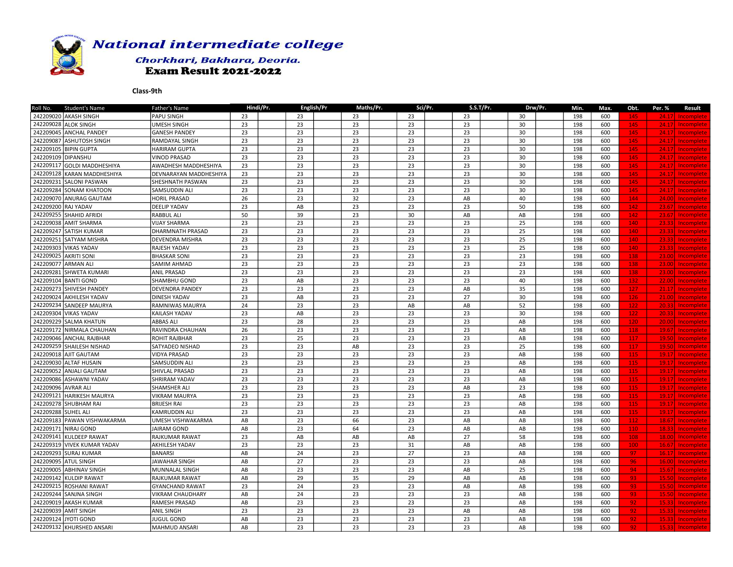# National intermediate college

### Chorkhari, Bakhara, Deoria.

## Exam Result 2021-2022

**Class-9th**

| Roll No. | Student's Name | Father's Name | Hindi/Pr. | English/Pr | Maths/Pr. | Sci/Pr. | S.S.T/Pr. | Drw/Pr. | Min. | Max. | Obt. | Per. % | Result |
|---|---|---|---|---|---|---|---|---|---|---|---|---|---|
| 242209020 | AKASH SINGH | PAPU SINGH | 23 | 23 | 23 | 23 | 23 | 30 | 198 | 600 | 145 | 24.17 | Incomplete |
| 242209028 | ALOK SINGH | UMESH SINGH | 23 | 23 | 23 | 23 | 23 | 30 | 198 | 600 | 145 | 24.17 | Incomplete |
| 242209045 | ANCHAL PANDEY | GANESH PANDEY | 23 | 23 | 23 | 23 | 23 | 30 | 198 | 600 | 145 | 24.17 | Incomplete |
| 242209087 | ASHUTOSH SINGH | RAMDAYAL SINGH | 23 | 23 | 23 | 23 | 23 | 30 | 198 | 600 | 145 | 24.17 | Incomplete |
| 242209105 | BIPIN GUPTA | HARIRAM GUPTA | 23 | 23 | 23 | 23 | 23 | 30 | 198 | 600 | 145 | 24.17 | Incomplete |
| 242209109 | DIPANSHU | VINOD PRASAD | 23 | 23 | 23 | 23 | 23 | 30 | 198 | 600 | 145 | 24.17 | Incomplete |
| 242209117 | GOLDI MADDHESHIYA | AWADHESH MADDHESHIYA | 23 | 23 | 23 | 23 | 23 | 30 | 198 | 600 | 145 | 24.17 | Incomplete |
| 242209128 | KARAN MADDHESHIYA | DEVNARAYAN MADDHESHIYA | 23 | 23 | 23 | 23 | 23 | 30 | 198 | 600 | 145 | 24.17 | Incomplete |
| 242209231 | SALONI PASWAN | SHESHNATH PASWAN | 23 | 23 | 23 | 23 | 23 | 30 | 198 | 600 | 145 | 24.17 | Incomplete |
| 242209284 | SONAM KHATOON | SAMSUDDIN ALI | 23 | 23 | 23 | 23 | 23 | 30 | 198 | 600 | 145 | 24.17 | Incomplete |
| 242209070 | ANURAG GAUTAM | HORIL PRASAD | 26 | 23 | 32 | 23 | AB | 40 | 198 | 600 | 144 | 24.00 | Incomplete |
| 242209200 | RAJ YADAV | DEELIP YADAV | 23 | AB | 23 | 23 | 23 | 50 | 198 | 600 | 142 | 23.67 | Incomplete |
| 242209255 | SHAHID AFRIDI | RABBUL ALI | 50 | 39 | 23 | 30 | AB | AB | 198 | 600 | 142 | 23.67 | Incomplete |
| 242209038 | AMIT SHARMA | VIJAY SHARMA | 23 | 23 | 23 | 23 | 23 | 25 | 198 | 600 | 140 | 23.33 | Incomplete |
| 242209247 | SATISH KUMAR | DHARMNATH PRASAD | 23 | 23 | 23 | 23 | 23 | 25 | 198 | 600 | 140 | 23.33 | Incomplete |
| 242209251 | SATYAM MISHRA | DEVENDRA MISHRA | 23 | 23 | 23 | 23 | 23 | 25 | 198 | 600 | 140 | 23.33 | Incomplete |
| 242209303 | VIKAS YADAV | RAJESH YADAV | 23 | 23 | 23 | 23 | 23 | 25 | 198 | 600 | 140 | 23.33 | Incomplete |
| 242209025 | AKRITI SONI | BHASKAR SONI | 23 | 23 | 23 | 23 | 23 | 23 | 198 | 600 | 138 | 23.00 | Incomplete |
| 242209077 | ARMAN ALI | SAMIM AHMAD | 23 | 23 | 23 | 23 | 23 | 23 | 198 | 600 | 138 | 23.00 | Incomplete |
| 242209281 | SHWETA KUMARI | ANIL PRASAD | 23 | 23 | 23 | 23 | 23 | 23 | 198 | 600 | 138 | 23.00 | Incomplete |
| 242209104 | BANTI GOND | SHAMBHU GOND | 23 | AB | 23 | 23 | 23 | 40 | 198 | 600 | 132 | 22.00 | Incomplete |
| 242209273 | SHIVESH PANDEY | DEVENDRA PANDEY | 23 | 23 | 23 | 23 | AB | 35 | 198 | 600 | 127 | 21.17 | Incomplete |
| 242209024 | AKHILESH YADAV | DINESH YADAV | 23 | AB | 23 | 23 | 27 | 30 | 198 | 600 | 126 | 21.00 | Incomplete |
| 242209234 | SANDEEP MAURYA | RAMNIWAS MAURYA | 24 | 23 | 23 | AB | AB | 52 | 198 | 600 | 122 | 20.33 | Incomplete |
| 242209304 | VIKAS YADAV | KAILASH YADAV | 23 | AB | 23 | 23 | 23 | 30 | 198 | 600 | 122 | 20.33 | Incomplete |
| 242209229 | SALMA KHATUN | ABBAS ALI | 23 | 28 | 23 | 23 | 23 | AB | 198 | 600 | 120 | 20.00 | Incomplete |
| 242209172 | NIRMALA CHAUHAN | RAVINDRA CHAUHAN | 26 | 23 | 23 | 23 | 23 | AB | 198 | 600 | 118 | 19.67 | Incomplete |
| 242209046 | ANCHAL RAJBHAR | ROHIT RAJBHAR | 23 | 25 | 23 | 23 | 23 | AB | 198 | 600 | 117 | 19.50 | Incomplete |
| 242209259 | SHAILESH NISHAD | SATYADEO NISHAD | 23 | 23 | AB | 23 | 23 | 25 | 198 | 600 | 117 | 19.50 | Incomplete |
| 242209018 | AJIT GAUTAM | VIDYA PRASAD | 23 | 23 | 23 | 23 | 23 | AB | 198 | 600 | 115 | 19.17 | Incomplete |
| 242209030 | ALTAF HUSAIN | SAMSUDDIN ALI | 23 | 23 | 23 | 23 | 23 | AB | 198 | 600 | 115 | 19.17 | Incomplete |
| 242209052 | ANJALI GAUTAM | SHIVLAL PRASAD | 23 | 23 | 23 | 23 | 23 | AB | 198 | 600 | 115 | 19.17 | Incomplete |
| 242209086 | ASHAWNI YADAV | SHRIRAM YADAV | 23 | 23 | 23 | 23 | 23 | AB | 198 | 600 | 115 | 19.17 | Incomplete |
| 242209096 | AVRAR ALI | SHAMSHER ALI | 23 | 23 | 23 | 23 | AB | 23 | 198 | 600 | 115 | 19.17 | Incomplete |
| 242209121 | HARIKESH MAURYA | VIKRAM MAURYA | 23 | 23 | 23 | 23 | 23 | AB | 198 | 600 | 115 | 19.17 | Incomplete |
| 242209278 | SHUBHAM RAI | BRIJESH RAI | 23 | 23 | 23 | 23 | 23 | AB | 198 | 600 | 115 | 19.17 | Incomplete |
| 242209288 | SUHEL ALI | KAMRUDDIN ALI | 23 | 23 | 23 | 23 | 23 | AB | 198 | 600 | 115 | 19.17 | Incomplete |
| 242209183 | PAWAN VISHWAKARMA | UMESH VISHWAKARMA | AB | 23 | 66 | 23 | AB | AB | 198 | 600 | 112 | 18.67 | Incomplete |
| 242209171 | NIRAJ GOND | JAIRAM GOND | AB | 23 | 64 | 23 | AB | AB | 198 | 600 | 110 | 18.33 | Incomplete |
| 242209141 | KULDEEP RAWAT | RAJKUMAR RAWAT | 23 | AB | AB | AB | 27 | 58 | 198 | 600 | 108 | 18.00 | Incomplete |
| 242209319 | VIVEK KUMAR YADAV | AKHILESH YADAV | 23 | 23 | 23 | 31 | AB | AB | 198 | 600 | 100 | 16.67 | Incomplete |
| 242209293 | SURAJ KUMAR | BANARSI | AB | 24 | 23 | 27 | 23 | AB | 198 | 600 | 97 | 16.17 | Incomplete |
| 242209095 | ATUL SINGH | JAWAHAR SINGH | AB | 27 | 23 | 23 | 23 | AB | 198 | 600 | 96 | 16.00 | Incomplete |
| 242209005 | ABHINAV SINGH | MUNNALAL SINGH | AB | 23 | 23 | 23 | AB | 25 | 198 | 600 | 94 | 15.67 | Incomplete |
| 242209142 | KULDIP RAWAT | RAJKUMAR RAWAT | AB | 29 | 35 | 29 | AB | AB | 198 | 600 | 93 | 15.50 | Incomplete |
| 242209215 | ROSHANI RAWAT | GYANCHAND RAWAT | 23 | 24 | 23 | 23 | AB | AB | 198 | 600 | 93 | 15.50 | Incomplete |
| 242209244 | SANJNA SINGH | VIKRAM CHAUDHARY | AB | 24 | 23 | 23 | 23 | AB | 198 | 600 | 93 | 15.50 | Incomplete |
| 242209019 | AKASH KUMAR | RAMESH PRASAD | AB | 23 | 23 | 23 | 23 | AB | 198 | 600 | 92 | 15.33 | Incomplete |
| 242209039 | AMIT SINGH | ANIL SINGH | 23 | 23 | 23 | 23 | AB | AB | 198 | 600 | 92 | 15.33 | Incomplete |
| 242209124 | JYOTI GOND | JUGUL GOND | AB | 23 | 23 | 23 | 23 | AB | 198 | 600 | 92 | 15.33 | Incomplete |
| 242209132 | KHURSHED ANSARI | MAHMUD ANSARI | AB | 23 | 23 | 23 | 23 | AB | 198 | 600 | 92 | 15.33 | Incomplete |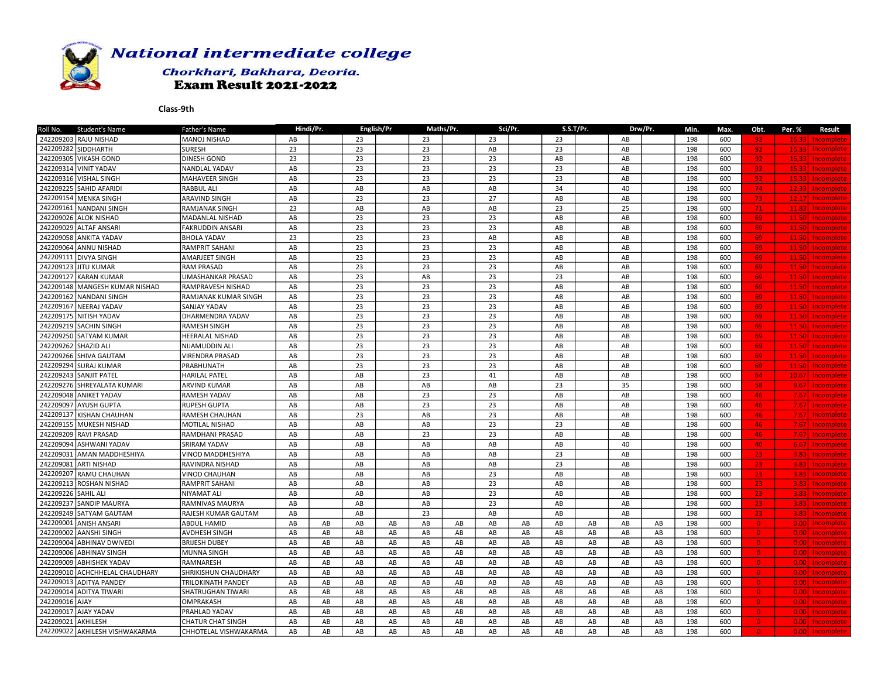# National intermediate college

### Chorkhari, Bakhara, Deoria.

## Exam Result 2021-2022

**Class-9th**

| Roll No. | Student's Name | Father's Name | Hindi/Pr. | | English/Pr | | Maths/Pr. | | Sci/Pr. | | S.S.T/Pr. | | Drw/Pr. | | Min. | Max. | Obt. | Per. % | Result |
|---|---|---|---|---|---|---|---|---|---|---|---|---|---|---|---|---|---|---|---|
| 242209203 | RAJU NISHAD | MANOJ NISHAD | AB | | 23 | | 23 | | 23 | | 23 | | AB | | 198 | 600 | 92 | 15.33 | Incomplete |
| 242209282 | SIDDHARTH | SURESH | 23 | | 23 | | 23 | | AB | | 23 | | AB | | 198 | 600 | 92 | 15.33 | Incomplete |
| 242209305 | VIKASH GOND | DINESH GOND | 23 | | 23 | | 23 | | 23 | | AB | | AB | | 198 | 600 | 92 | 15.33 | Incomplete |
| 242209314 | VINIT YADAV | NANDLAL YADAV | AB | | 23 | | 23 | | 23 | | 23 | | AB | | 198 | 600 | 92 | 15.33 | Incomplete |
| 242209316 | VISHAL SINGH | MAHAVEER SINGH | AB | | 23 | | 23 | | 23 | | 23 | | AB | | 198 | 600 | 92 | 15.33 | Incomplete |
| 242209225 | SAHID AFARIDI | RABBUL ALI | AB | | AB | | AB | | AB | | 34 | | 40 | | 198 | 600 | 74 | 12.33 | Incomplete |
| 242209154 | MENKA SINGH | ARAVIND SINGH | AB | | 23 | | 23 | | 27 | | AB | | AB | | 198 | 600 | 73 | 12.17 | Incomplete |
| 242209161 | NANDANI SINGH | RAMJANAK SINGH | 23 | | AB | | AB | | AB | | 23 | | 25 | | 198 | 600 | 71 | 11.83 | Incomplete |
| 242209026 | ALOK NISHAD | MADANLAL NISHAD | AB | | 23 | | 23 | | 23 | | AB | | AB | | 198 | 600 | 69 | 11.50 | Incomplete |
| 242209029 | ALTAF ANSARI | FAKRUDDIN ANSARI | AB | | 23 | | 23 | | 23 | | AB | | AB | | 198 | 600 | 69 | 11.50 | Incomplete |
| 242209058 | ANKITA YADAV | BHOLA YADAV | 23 | | 23 | | 23 | | AB | | AB | | AB | | 198 | 600 | 69 | 11.50 | Incomplete |
| 242209064 | ANNU NISHAD | RAMPRIT SAHANI | AB | | 23 | | 23 | | 23 | | AB | | AB | | 198 | 600 | 69 | 11.50 | Incomplete |
| 242209111 | DIVYA SINGH | AMARJEET SINGH | AB | | 23 | | 23 | | 23 | | AB | | AB | | 198 | 600 | 69 | 11.50 | Incomplete |
| 242209123 | JITU KUMAR | RAM PRASAD | AB | | 23 | | 23 | | 23 | | AB | | AB | | 198 | 600 | 69 | 11.50 | Incomplete |
| 242209127 | KARAN KUMAR | UMASHANKAR PRASAD | AB | | 23 | | AB | | 23 | | 23 | | AB | | 198 | 600 | 69 | 11.50 | Incomplete |
| 242209148 | MANGESH KUMAR NISHAD | RAMPRAVESH NISHAD | AB | | 23 | | 23 | | 23 | | AB | | AB | | 198 | 600 | 69 | 11.50 | Incomplete |
| 242209162 | NANDANI SINGH | RAMJANAK KUMAR SINGH | AB | | 23 | | 23 | | 23 | | AB | | AB | | 198 | 600 | 69 | 11.50 | Incomplete |
| 242209167 | NEERAJ YADAV | SANJAY YADAV | AB | | 23 | | 23 | | 23 | | AB | | AB | | 198 | 600 | 69 | 11.50 | Incomplete |
| 242209175 | NITISH YADAV | DHARMENDRA YADAV | AB | | 23 | | 23 | | 23 | | AB | | AB | | 198 | 600 | 69 | 11.50 | Incomplete |
| 242209219 | SACHIN SINGH | RAMESH SINGH | AB | | 23 | | 23 | | 23 | | AB | | AB | | 198 | 600 | 69 | 11.50 | Incomplete |
| 242209250 | SATYAM KUMAR | HEERALAL NISHAD | AB | | 23 | | 23 | | 23 | | AB | | AB | | 198 | 600 | 69 | 11.50 | Incomplete |
| 242209262 | SHAZID ALI | NIJAMUDDIN ALI | AB | | 23 | | 23 | | 23 | | AB | | AB | | 198 | 600 | 69 | 11.50 | Incomplete |
| 242209266 | SHIVA GAUTAM | VIRENDRA PRASAD | AB | | 23 | | 23 | | 23 | | AB | | AB | | 198 | 600 | 69 | 11.50 | Incomplete |
| 242209294 | SURAJ KUMAR | PRABHUNATH | AB | | 23 | | 23 | | 23 | | AB | | AB | | 198 | 600 | 69 | 11.50 | Incomplete |
| 242209243 | SANJIT PATEL | HARILAL PATEL | AB | | AB | | 23 | | 41 | | AB | | AB | | 198 | 600 | 64 | 10.67 | Incomplete |
| 242209276 | SHREYALATA KUMARI | ARVIND KUMAR | AB | | AB | | AB | | AB | | 23 | | 35 | | 198 | 600 | 58 | 9.67 | Incomplete |
| 242209048 | ANIKET YADAV | RAMESH YADAV | AB | | AB | | 23 | | 23 | | AB | | AB | | 198 | 600 | 46 | 7.67 | Incomplete |
| 242209097 | AYUSH GUPTA | RUPESH GUPTA | AB | | AB | | 23 | | 23 | | AB | | AB | | 198 | 600 | 46 | 7.67 | Incomplete |
| 242209137 | KISHAN CHAUHAN | RAMESH CHAUHAN | AB | | 23 | | AB | | 23 | | AB | | AB | | 198 | 600 | 46 | 7.67 | Incomplete |
| 242209155 | MUKESH NISHAD | MOTILAL NISHAD | AB | | AB | | AB | | 23 | | 23 | | AB | | 198 | 600 | 46 | 7.67 | Incomplete |
| 242209209 | RAVI PRASAD | RAMDHANI PRASAD | AB | | AB | | 23 | | 23 | | AB | | AB | | 198 | 600 | 46 | 7.67 | Incomplete |
| 242209094 | ASHWANI YADAV | SRIRAM YADAV | AB | | AB | | AB | | AB | | AB | | 40 | | 198 | 600 | 40 | 6.67 | Incomplete |
| 242209031 | AMAN MADDHESHIYA | VINOD MADDHESHIYA | AB | | AB | | AB | | AB | | 23 | | AB | | 198 | 600 | 23 | 3.83 | Incomplete |
| 242209081 | ARTI NISHAD | RAVINDRA NISHAD | AB | | AB | | AB | | AB | | 23 | | AB | | 198 | 600 | 23 | 3.83 | Incomplete |
| 242209207 | RAMU CHAUHAN | VINOD CHAUHAN | AB | | AB | | AB | | 23 | | AB | | AB | | 198 | 600 | 23 | 3.83 | Incomplete |
| 242209213 | ROSHAN NISHAD | RAMPRIT SAHANI | AB | | AB | | AB | | 23 | | AB | | AB | | 198 | 600 | 23 | 3.83 | Incomplete |
| 242209226 | SAHIL ALI | NIYAMAT ALI | AB | | AB | | AB | | 23 | | AB | | AB | | 198 | 600 | 23 | 3.83 | Incomplete |
| 242209237 | SANDIP MAURYA | RAMNIVAS MAURYA | AB | | AB | | AB | | 23 | | AB | | AB | | 198 | 600 | 23 | 3.83 | Incomplete |
| 242209249 | SATYAM GAUTAM | RAJESH KUMAR GAUTAM | AB | | AB | | 23 | | AB | | AB | | AB | | 198 | 600 | 23 | 3.83 | Incomplete |
| 242209001 | ANISH ANSARI | ABDUL HAMID | AB | AB | AB | AB | AB | AB | AB | AB | AB | AB | AB | AB | 198 | 600 | 0 | 0.00 | Incomplete |
| 242209002 | AANSHI SINGH | AVDHESH SINGH | AB | AB | AB | AB | AB | AB | AB | AB | AB | AB | AB | AB | 198 | 600 | 0 | 0.00 | Incomplete |
| 242209004 | ABHINAV DWIVEDI | BRIJESH DUBEY | AB | AB | AB | AB | AB | AB | AB | AB | AB | AB | AB | AB | 198 | 600 | 0 | 0.00 | Incomplete |
| 242209006 | ABHINAV SINGH | MUNNA SINGH | AB | AB | AB | AB | AB | AB | AB | AB | AB | AB | AB | AB | 198 | 600 | 0 | 0.00 | Incomplete |
| 242209009 | ABHISHEK YADAV | RAMNARESH | AB | AB | AB | AB | AB | AB | AB | AB | AB | AB | AB | AB | 198 | 600 | 0 | 0.00 | Incomplete |
| 242209010 | ACHCHHELAL CHAUDHARY | SHRIKISHUN CHAUDHARY | AB | AB | AB | AB | AB | AB | AB | AB | AB | AB | AB | AB | 198 | 600 | 0 | 0.00 | Incomplete |
| 242209013 | ADITYA PANDEY | TRILOKINATH PANDEY | AB | AB | AB | AB | AB | AB | AB | AB | AB | AB | AB | AB | 198 | 600 | 0 | 0.00 | Incomplete |
| 242209014 | ADITYA TIWARI | SHATRUGHAN TIWARI | AB | AB | AB | AB | AB | AB | AB | AB | AB | AB | AB | AB | 198 | 600 | 0 | 0.00 | Incomplete |
| 242209016 | AJAY | OMPRAKASH | AB | AB | AB | AB | AB | AB | AB | AB | AB | AB | AB | AB | 198 | 600 | 0 | 0.00 | Incomplete |
| 242209017 | AJAY YADAV | PRAHLAD YADAV | AB | AB | AB | AB | AB | AB | AB | AB | AB | AB | AB | AB | 198 | 600 | 0 | 0.00 | Incomplete |
| 242209021 | AKHILESH | CHATUR CHAT SINGH | AB | AB | AB | AB | AB | AB | AB | AB | AB | AB | AB | AB | 198 | 600 | 0 | 0.00 | Incomplete |
| 242209022 | AKHILESH VISHWAKARMA | CHHOTELAL VISHWAKARMA | AB | AB | AB | AB | AB | AB | AB | AB | AB | AB | AB | AB | 198 | 600 | 0 | 0.00 | Incomplete |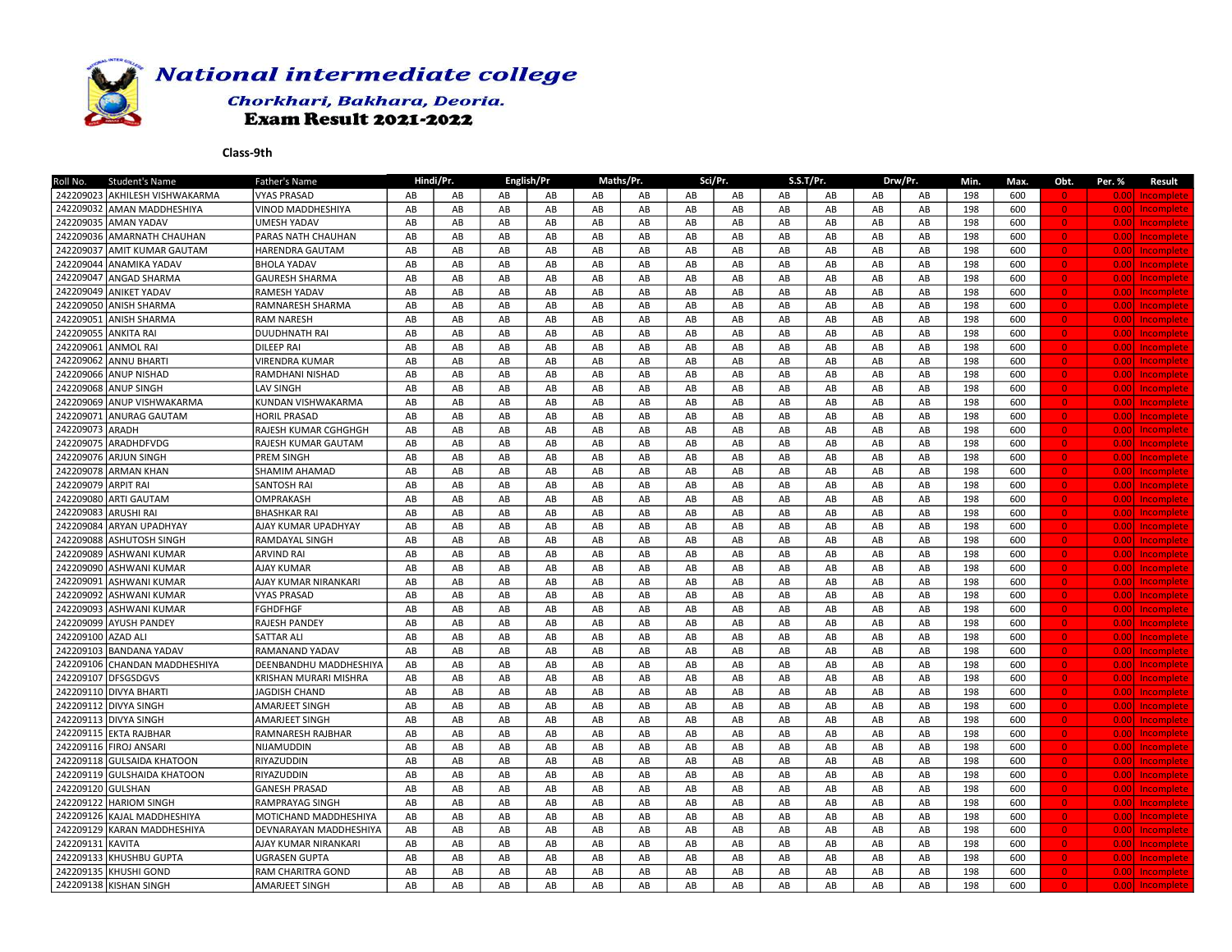# National intermediate college

### Chorkhari, Bakhara, Deoria.

### Exam Result 2021-2022

**Class-9th**

| Roll No. | Student's Name | Father's Name | Hindi/Pr. | | English/Pr | | Maths/Pr. | | Sci/Pr. | | S.S.T/Pr. | | Drw/Pr. | | Min. | Max. | Obt. | Per. % | Result |
|---|---|---|---|---|---|---|---|---|---|---|---|---|---|---|---|---|---|---|---|
| 242209023 | AKHILESH VISHWAKARMA | VYAS PRASAD | AB | AB | AB | AB | AB | AB | AB | AB | AB | AB | AB | AB | 198 | 600 | 0 | 0.00 | Incomplete |
| 242209032 | AMAN MADDHESHIYA | VINOD MADDHESHIYA | AB | AB | AB | AB | AB | AB | AB | AB | AB | AB | AB | AB | 198 | 600 | 0 | 0.00 | Incomplete |
| 242209035 | AMAN YADAV | UMESH YADAV | AB | AB | AB | AB | AB | AB | AB | AB | AB | AB | AB | AB | 198 | 600 | 0 | 0.00 | Incomplete |
| 242209036 | AMARNATH CHAUHAN | PARAS NATH CHAUHAN | AB | AB | AB | AB | AB | AB | AB | AB | AB | AB | AB | AB | 198 | 600 | 0 | 0.00 | Incomplete |
| 242209037 | AMIT KUMAR GAUTAM | HARENDRA GAUTAM | AB | AB | AB | AB | AB | AB | AB | AB | AB | AB | AB | AB | 198 | 600 | 0 | 0.00 | Incomplete |
| 242209044 | ANAMIKA YADAV | BHOLA YADAV | AB | AB | AB | AB | AB | AB | AB | AB | AB | AB | AB | AB | 198 | 600 | 0 | 0.00 | Incomplete |
| 242209047 | ANGAD SHARMA | GAURESH SHARMA | AB | AB | AB | AB | AB | AB | AB | AB | AB | AB | AB | AB | 198 | 600 | 0 | 0.00 | Incomplete |
| 242209049 | ANIKET YADAV | RAMESH YADAV | AB | AB | AB | AB | AB | AB | AB | AB | AB | AB | AB | AB | 198 | 600 | 0 | 0.00 | Incomplete |
| 242209050 | ANISH SHARMA | RAMNARESH SHARMA | AB | AB | AB | AB | AB | AB | AB | AB | AB | AB | AB | AB | 198 | 600 | 0 | 0.00 | Incomplete |
| 242209051 | ANISH SHARMA | RAM NARESH | AB | AB | AB | AB | AB | AB | AB | AB | AB | AB | AB | AB | 198 | 600 | 0 | 0.00 | Incomplete |
| 242209055 | ANKITA RAI | DUUDHNATH RAI | AB | AB | AB | AB | AB | AB | AB | AB | AB | AB | AB | AB | 198 | 600 | 0 | 0.00 | Incomplete |
| 242209061 | ANMOL RAI | DILEEP RAI | AB | AB | AB | AB | AB | AB | AB | AB | AB | AB | AB | AB | 198 | 600 | 0 | 0.00 | Incomplete |
| 242209062 | ANNU BHARTI | VIRENDRA KUMAR | AB | AB | AB | AB | AB | AB | AB | AB | AB | AB | AB | AB | 198 | 600 | 0 | 0.00 | Incomplete |
| 242209066 | ANUP NISHAD | RAMDHANI NISHAD | AB | AB | AB | AB | AB | AB | AB | AB | AB | AB | AB | AB | 198 | 600 | 0 | 0.00 | Incomplete |
| 242209068 | ANUP SINGH | LAV SINGH | AB | AB | AB | AB | AB | AB | AB | AB | AB | AB | AB | AB | 198 | 600 | 0 | 0.00 | Incomplete |
| 242209069 | ANUP VISHWAKARMA | KUNDAN VISHWAKARMA | AB | AB | AB | AB | AB | AB | AB | AB | AB | AB | AB | AB | 198 | 600 | 0 | 0.00 | Incomplete |
| 242209071 | ANURAG GAUTAM | HORIL PRASAD | AB | AB | AB | AB | AB | AB | AB | AB | AB | AB | AB | AB | 198 | 600 | 0 | 0.00 | Incomplete |
| 242209073 | ARADH | RAJESH KUMAR CGHGHGH | AB | AB | AB | AB | AB | AB | AB | AB | AB | AB | AB | AB | 198 | 600 | 0 | 0.00 | Incomplete |
| 242209075 | ARADHDFVDG | RAJESH KUMAR GAUTAM | AB | AB | AB | AB | AB | AB | AB | AB | AB | AB | AB | AB | 198 | 600 | 0 | 0.00 | Incomplete |
| 242209076 | ARJUN SINGH | PREM SINGH | AB | AB | AB | AB | AB | AB | AB | AB | AB | AB | AB | AB | 198 | 600 | 0 | 0.00 | Incomplete |
| 242209078 | ARMAN KHAN | SHAMIM AHAMAD | AB | AB | AB | AB | AB | AB | AB | AB | AB | AB | AB | AB | 198 | 600 | 0 | 0.00 | Incomplete |
| 242209079 | ARPIT RAI | SANTOSH RAI | AB | AB | AB | AB | AB | AB | AB | AB | AB | AB | AB | AB | 198 | 600 | 0 | 0.00 | Incomplete |
| 242209080 | ARTI GAUTAM | OMPRAKASH | AB | AB | AB | AB | AB | AB | AB | AB | AB | AB | AB | AB | 198 | 600 | 0 | 0.00 | Incomplete |
| 242209083 | ARUSHI RAI | BHASHKAR RAI | AB | AB | AB | AB | AB | AB | AB | AB | AB | AB | AB | AB | 198 | 600 | 0 | 0.00 | Incomplete |
| 242209084 | ARYAN UPADHYAY | AJAY KUMAR UPADHYAY | AB | AB | AB | AB | AB | AB | AB | AB | AB | AB | AB | AB | 198 | 600 | 0 | 0.00 | Incomplete |
| 242209088 | ASHUTOSH SINGH | RAMDAYAL SINGH | AB | AB | AB | AB | AB | AB | AB | AB | AB | AB | AB | AB | 198 | 600 | 0 | 0.00 | Incomplete |
| 242209089 | ASHWANI KUMAR | ARVIND RAI | AB | AB | AB | AB | AB | AB | AB | AB | AB | AB | AB | AB | 198 | 600 | 0 | 0.00 | Incomplete |
| 242209090 | ASHWANI KUMAR | AJAY KUMAR | AB | AB | AB | AB | AB | AB | AB | AB | AB | AB | AB | AB | 198 | 600 | 0 | 0.00 | Incomplete |
| 242209091 | ASHWANI KUMAR | AJAY KUMAR NIRANKARI | AB | AB | AB | AB | AB | AB | AB | AB | AB | AB | AB | AB | 198 | 600 | 0 | 0.00 | Incomplete |
| 242209092 | ASHWANI KUMAR | VYAS PRASAD | AB | AB | AB | AB | AB | AB | AB | AB | AB | AB | AB | AB | 198 | 600 | 0 | 0.00 | Incomplete |
| 242209093 | ASHWANI KUMAR | FGHDFHGF | AB | AB | AB | AB | AB | AB | AB | AB | AB | AB | AB | AB | 198 | 600 | 0 | 0.00 | Incomplete |
| 242209099 | AYUSH PANDEY | RAJESH PANDEY | AB | AB | AB | AB | AB | AB | AB | AB | AB | AB | AB | AB | 198 | 600 | 0 | 0.00 | Incomplete |
| 242209100 | AZAD ALI | SATTAR ALI | AB | AB | AB | AB | AB | AB | AB | AB | AB | AB | AB | AB | 198 | 600 | 0 | 0.00 | Incomplete |
| 242209103 | BANDANA YADAV | RAMANAND YADAV | AB | AB | AB | AB | AB | AB | AB | AB | AB | AB | AB | AB | 198 | 600 | 0 | 0.00 | Incomplete |
| 242209106 | CHANDAN MADDHESHIYA | DEENBANDHU MADDHESHIYA | AB | AB | AB | AB | AB | AB | AB | AB | AB | AB | AB | AB | 198 | 600 | 0 | 0.00 | Incomplete |
| 242209107 | DFSGSDGVS | KRISHAN MURARI MISHRA | AB | AB | AB | AB | AB | AB | AB | AB | AB | AB | AB | AB | 198 | 600 | 0 | 0.00 | Incomplete |
| 242209110 | DIVYA BHARTI | JAGDISH CHAND | AB | AB | AB | AB | AB | AB | AB | AB | AB | AB | AB | AB | 198 | 600 | 0 | 0.00 | Incomplete |
| 242209112 | DIVYA SINGH | AMARJEET SINGH | AB | AB | AB | AB | AB | AB | AB | AB | AB | AB | AB | AB | 198 | 600 | 0 | 0.00 | Incomplete |
| 242209113 | DIVYA SINGH | AMARJEET SINGH | AB | AB | AB | AB | AB | AB | AB | AB | AB | AB | AB | AB | 198 | 600 | 0 | 0.00 | Incomplete |
| 242209115 | EKTA RAJBHAR | RAMNARESH RAJBHAR | AB | AB | AB | AB | AB | AB | AB | AB | AB | AB | AB | AB | 198 | 600 | 0 | 0.00 | Incomplete |
| 242209116 | FIROJ ANSARI | NIJAMUDDIN | AB | AB | AB | AB | AB | AB | AB | AB | AB | AB | AB | AB | 198 | 600 | 0 | 0.00 | Incomplete |
| 242209118 | GULSAIDA KHATOON | RIYAZUDDIN | AB | AB | AB | AB | AB | AB | AB | AB | AB | AB | AB | AB | 198 | 600 | 0 | 0.00 | Incomplete |
| 242209119 | GULSHAIDA KHATOON | RIYAZUDDIN | AB | AB | AB | AB | AB | AB | AB | AB | AB | AB | AB | AB | 198 | 600 | 0 | 0.00 | Incomplete |
| 242209120 | GULSHAN | GANESH PRASAD | AB | AB | AB | AB | AB | AB | AB | AB | AB | AB | AB | AB | 198 | 600 | 0 | 0.00 | Incomplete |
| 242209122 | HARIOM SINGH | RAMPRAYAG SINGH | AB | AB | AB | AB | AB | AB | AB | AB | AB | AB | AB | AB | 198 | 600 | 0 | 0.00 | Incomplete |
| 242209126 | KAJAL MADDHESHIYA | MOTICHAND MADDHESHIYA | AB | AB | AB | AB | AB | AB | AB | AB | AB | AB | AB | AB | 198 | 600 | 0 | 0.00 | Incomplete |
| 242209129 | KARAN MADDHESHIYA | DEVNARAYAN MADDHESHIYA | AB | AB | AB | AB | AB | AB | AB | AB | AB | AB | AB | AB | 198 | 600 | 0 | 0.00 | Incomplete |
| 242209131 | KAVITA | AJAY KUMAR NIRANKARI | AB | AB | AB | AB | AB | AB | AB | AB | AB | AB | AB | AB | 198 | 600 | 0 | 0.00 | Incomplete |
| 242209133 | KHUSHBU GUPTA | UGRASEN GUPTA | AB | AB | AB | AB | AB | AB | AB | AB | AB | AB | AB | AB | 198 | 600 | 0 | 0.00 | Incomplete |
| 242209135 | KHUSHI GOND | RAM CHARITRA GOND | AB | AB | AB | AB | AB | AB | AB | AB | AB | AB | AB | AB | 198 | 600 | 0 | 0.00 | Incomplete |
| 242209138 | KISHAN SINGH | AMARJEET SINGH | AB | AB | AB | AB | AB | AB | AB | AB | AB | AB | AB | AB | 198 | 600 | 0 | 0.00 | Incomplete |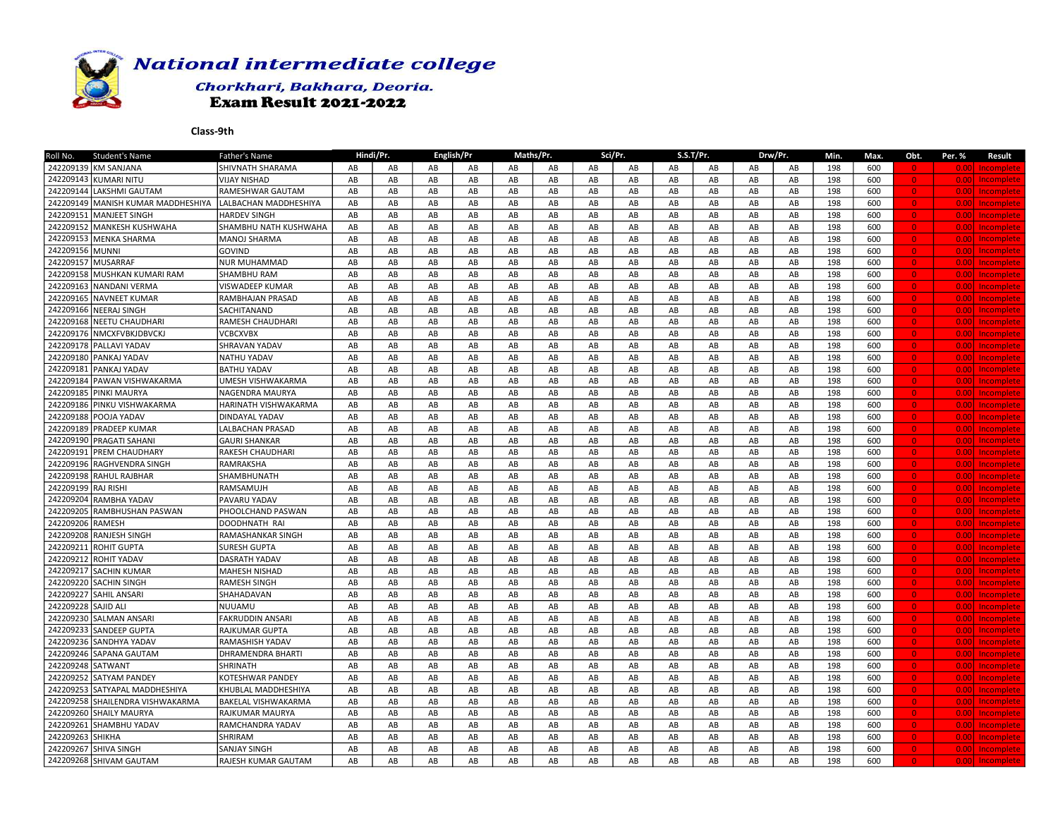# National intermediate college

## Chorkhari, Bakhara, Deoria.

### Exam Result 2021-2022

**Class-9th**

| Roll No. | Student's Name | Father's Name | Hindi/Pr. | | English/Pr | | Maths/Pr. | | Sci/Pr. | | S.S.T/Pr. | | Drw/Pr. | | Min. | Max. | Obt. | Per. % | Result |
|---|---|---|---|---|---|---|---|---|---|---|---|---|---|---|---|---|---|---|---|
| 242209139 | KM SANJANA | SHIVNATH SHARAMA | AB | AB | AB | AB | AB | AB | AB | AB | AB | AB | AB | AB | 198 | 600 | 0 | 0.00 | Incomplete |
| 242209143 | KUMARI NITU | VIJAY NISHAD | AB | AB | AB | AB | AB | AB | AB | AB | AB | AB | AB | AB | 198 | 600 | 0 | 0.00 | Incomplete |
| 242209144 | LAKSHMI GAUTAM | RAMESHWAR GAUTAM | AB | AB | AB | AB | AB | AB | AB | AB | AB | AB | AB | AB | 198 | 600 | 0 | 0.00 | Incomplete |
| 242209149 | MANISH KUMAR MADDHESHIYA | LALBACHAN MADDHESHIYA | AB | AB | AB | AB | AB | AB | AB | AB | AB | AB | AB | AB | 198 | 600 | 0 | 0.00 | Incomplete |
| 242209151 | MANJEET SINGH | HARDEV SINGH | AB | AB | AB | AB | AB | AB | AB | AB | AB | AB | AB | AB | 198 | 600 | 0 | 0.00 | Incomplete |
| 242209152 | MANKESH KUSHWAHA | SHAMBHU NATH KUSHWAHA | AB | AB | AB | AB | AB | AB | AB | AB | AB | AB | AB | AB | 198 | 600 | 0 | 0.00 | Incomplete |
| 242209153 | MENKA SHARMA | MANOJ SHARMA | AB | AB | AB | AB | AB | AB | AB | AB | AB | AB | AB | AB | 198 | 600 | 0 | 0.00 | Incomplete |
| 242209156 | MUNNI | GOVIND | AB | AB | AB | AB | AB | AB | AB | AB | AB | AB | AB | AB | 198 | 600 | 0 | 0.00 | Incomplete |
| 242209157 | MUSARRAF | NUR MUHAMMAD | AB | AB | AB | AB | AB | AB | AB | AB | AB | AB | AB | AB | 198 | 600 | 0 | 0.00 | Incomplete |
| 242209158 | MUSHKAN KUMARI RAM | SHAMBHU RAM | AB | AB | AB | AB | AB | AB | AB | AB | AB | AB | AB | AB | 198 | 600 | 0 | 0.00 | Incomplete |
| 242209163 | NANDANI VERMA | VISWADEEP KUMAR | AB | AB | AB | AB | AB | AB | AB | AB | AB | AB | AB | AB | 198 | 600 | 0 | 0.00 | Incomplete |
| 242209165 | NAVNEET KUMAR | RAMBHAJAN PRASAD | AB | AB | AB | AB | AB | AB | AB | AB | AB | AB | AB | AB | 198 | 600 | 0 | 0.00 | Incomplete |
| 242209166 | NEERAJ SINGH | SACHITANAND | AB | AB | AB | AB | AB | AB | AB | AB | AB | AB | AB | AB | 198 | 600 | 0 | 0.00 | Incomplete |
| 242209168 | NEETU CHAUDHARI | RAMESH CHAUDHARI | AB | AB | AB | AB | AB | AB | AB | AB | AB | AB | AB | AB | 198 | 600 | 0 | 0.00 | Incomplete |
| 242209176 | NMCXFVBKJDBVCKJ | VCBCXVBX | AB | AB | AB | AB | AB | AB | AB | AB | AB | AB | AB | AB | 198 | 600 | 0 | 0.00 | Incomplete |
| 242209178 | PALLAVI YADAV | SHRAVAN YADAV | AB | AB | AB | AB | AB | AB | AB | AB | AB | AB | AB | AB | 198 | 600 | 0 | 0.00 | Incomplete |
| 242209180 | PANKAJ YADAV | NATHU YADAV | AB | AB | AB | AB | AB | AB | AB | AB | AB | AB | AB | AB | 198 | 600 | 0 | 0.00 | Incomplete |
| 242209181 | PANKAJ YADAV | BATHU YADAV | AB | AB | AB | AB | AB | AB | AB | AB | AB | AB | AB | AB | 198 | 600 | 0 | 0.00 | Incomplete |
| 242209184 | PAWAN VISHWAKARMA | UMESH VISHWAKARMA | AB | AB | AB | AB | AB | AB | AB | AB | AB | AB | AB | AB | 198 | 600 | 0 | 0.00 | Incomplete |
| 242209185 | PINKI MAURYA | NAGENDRA MAURYA | AB | AB | AB | AB | AB | AB | AB | AB | AB | AB | AB | AB | 198 | 600 | 0 | 0.00 | Incomplete |
| 242209186 | PINKU VISHWAKARMA | HARINATH VISHWAKARMA | AB | AB | AB | AB | AB | AB | AB | AB | AB | AB | AB | AB | 198 | 600 | 0 | 0.00 | Incomplete |
| 242209188 | POOJA YADAV | DINDAYAL YADAV | AB | AB | AB | AB | AB | AB | AB | AB | AB | AB | AB | AB | 198 | 600 | 0 | 0.00 | Incomplete |
| 242209189 | PRADEEP KUMAR | LALBACHAN PRASAD | AB | AB | AB | AB | AB | AB | AB | AB | AB | AB | AB | AB | 198 | 600 | 0 | 0.00 | Incomplete |
| 242209190 | PRAGATI SAHANI | GAURI SHANKAR | AB | AB | AB | AB | AB | AB | AB | AB | AB | AB | AB | AB | 198 | 600 | 0 | 0.00 | Incomplete |
| 242209191 | PREM CHAUDHARY | RAKESH CHAUDHARI | AB | AB | AB | AB | AB | AB | AB | AB | AB | AB | AB | AB | 198 | 600 | 0 | 0.00 | Incomplete |
| 242209196 | RAGHVENDRA SINGH | RAMRAKSHA | AB | AB | AB | AB | AB | AB | AB | AB | AB | AB | AB | AB | 198 | 600 | 0 | 0.00 | Incomplete |
| 242209198 | RAHUL RAJBHAR | SHAMBHUNATH | AB | AB | AB | AB | AB | AB | AB | AB | AB | AB | AB | AB | 198 | 600 | 0 | 0.00 | Incomplete |
| 242209199 | RAJ RISHI | RAMSAMUJH | AB | AB | AB | AB | AB | AB | AB | AB | AB | AB | AB | AB | 198 | 600 | 0 | 0.00 | Incomplete |
| 242209204 | RAMBHA YADAV | PAVARU YADAV | AB | AB | AB | AB | AB | AB | AB | AB | AB | AB | AB | AB | 198 | 600 | 0 | 0.00 | Incomplete |
| 242209205 | RAMBHUSHAN PASWAN | PHOOLCHAND PASWAN | AB | AB | AB | AB | AB | AB | AB | AB | AB | AB | AB | AB | 198 | 600 | 0 | 0.00 | Incomplete |
| 242209206 | RAMESH | DOODHNATH RAI | AB | AB | AB | AB | AB | AB | AB | AB | AB | AB | AB | AB | 198 | 600 | 0 | 0.00 | Incomplete |
| 242209208 | RANJESH SINGH | RAMASHANKAR SINGH | AB | AB | AB | AB | AB | AB | AB | AB | AB | AB | AB | AB | 198 | 600 | 0 | 0.00 | Incomplete |
| 242209211 | ROHIT GUPTA | SURESH GUPTA | AB | AB | AB | AB | AB | AB | AB | AB | AB | AB | AB | AB | 198 | 600 | 0 | 0.00 | Incomplete |
| 242209212 | ROHIT YADAV | DASRATH YADAV | AB | AB | AB | AB | AB | AB | AB | AB | AB | AB | AB | AB | 198 | 600 | 0 | 0.00 | Incomplete |
| 242209217 | SACHIN KUMAR | MAHESH NISHAD | AB | AB | AB | AB | AB | AB | AB | AB | AB | AB | AB | AB | 198 | 600 | 0 | 0.00 | Incomplete |
| 242209220 | SACHIN SINGH | RAMESH SINGH | AB | AB | AB | AB | AB | AB | AB | AB | AB | AB | AB | AB | 198 | 600 | 0 | 0.00 | Incomplete |
| 242209227 | SAHIL ANSARI | SHAHADAVAN | AB | AB | AB | AB | AB | AB | AB | AB | AB | AB | AB | AB | 198 | 600 | 0 | 0.00 | Incomplete |
| 242209228 | SAJID ALI | NUUAMU | AB | AB | AB | AB | AB | AB | AB | AB | AB | AB | AB | AB | 198 | 600 | 0 | 0.00 | Incomplete |
| 242209230 | SALMAN ANSARI | FAKRUDDIN ANSARI | AB | AB | AB | AB | AB | AB | AB | AB | AB | AB | AB | AB | 198 | 600 | 0 | 0.00 | Incomplete |
| 242209233 | SANDEEP GUPTA | RAJKUMAR GUPTA | AB | AB | AB | AB | AB | AB | AB | AB | AB | AB | AB | AB | 198 | 600 | 0 | 0.00 | Incomplete |
| 242209236 | SANDHYA YADAV | RAMASHISH YADAV | AB | AB | AB | AB | AB | AB | AB | AB | AB | AB | AB | AB | 198 | 600 | 0 | 0.00 | Incomplete |
| 242209246 | SAPANA GAUTAM | DHRAMENDRA BHARTI | AB | AB | AB | AB | AB | AB | AB | AB | AB | AB | AB | AB | 198 | 600 | 0 | 0.00 | Incomplete |
| 242209248 | SATWANT | SHRINATH | AB | AB | AB | AB | AB | AB | AB | AB | AB | AB | AB | AB | 198 | 600 | 0 | 0.00 | Incomplete |
| 242209252 | SATYAM PANDEY | KOTESHWAR PANDEY | AB | AB | AB | AB | AB | AB | AB | AB | AB | AB | AB | AB | 198 | 600 | 0 | 0.00 | Incomplete |
| 242209253 | SATYAPAL MADDHESHIYA | KHUBLAL MADDHESHIYA | AB | AB | AB | AB | AB | AB | AB | AB | AB | AB | AB | AB | 198 | 600 | 0 | 0.00 | Incomplete |
| 242209258 | SHAILENDRA VISHWAKARMA | BAKELAL VISHWAKARMA | AB | AB | AB | AB | AB | AB | AB | AB | AB | AB | AB | AB | 198 | 600 | 0 | 0.00 | Incomplete |
| 242209260 | SHAILY MAURYA | RAJKUMAR MAURYA | AB | AB | AB | AB | AB | AB | AB | AB | AB | AB | AB | AB | 198 | 600 | 0 | 0.00 | Incomplete |
| 242209261 | SHAMBHU YADAV | RAMCHANDRA YADAV | AB | AB | AB | AB | AB | AB | AB | AB | AB | AB | AB | AB | 198 | 600 | 0 | 0.00 | Incomplete |
| 242209263 | SHIKHA | SHRIRAM | AB | AB | AB | AB | AB | AB | AB | AB | AB | AB | AB | AB | 198 | 600 | 0 | 0.00 | Incomplete |
| 242209267 | SHIVA SINGH | SANJAY SINGH | AB | AB | AB | AB | AB | AB | AB | AB | AB | AB | AB | AB | 198 | 600 | 0 | 0.00 | Incomplete |
| 242209268 | SHIVAM GAUTAM | RAJESH KUMAR GAUTAM | AB | AB | AB | AB | AB | AB | AB | AB | AB | AB | AB | AB | 198 | 600 | 0 | 0.00 | Incomplete |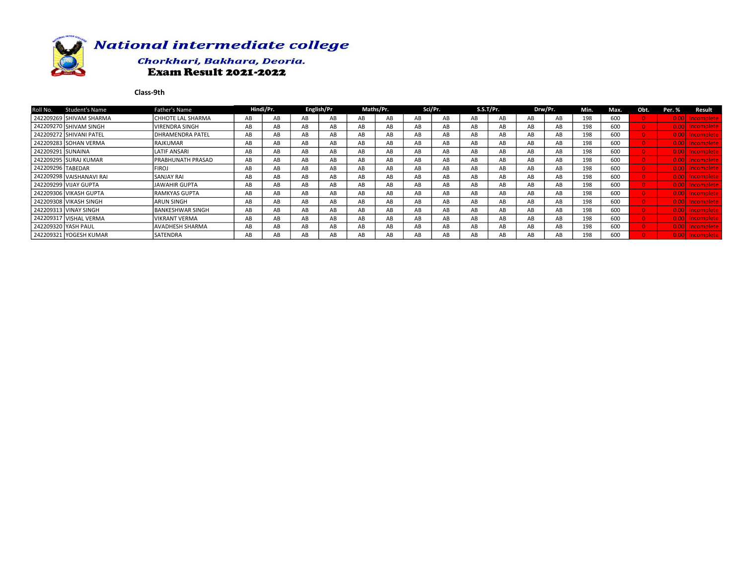# National intermediate college

## Chorkhari, Bakhara, Deoria.

## Exam Result 2021-2022

**Class-9th**

| Roll No. | Student's Name | Father's Name | Hindi/Pr. | | English/Pr | | Maths/Pr. | | Sci/Pr. | | S.S.T/Pr. | | Drw/Pr. | | Min. | Max. | Obt. | Per. % | Result |
|---|---|---|---|---|---|---|---|---|---|---|---|---|---|---|---|---|---|---|---|
| 242209269 | SHIVAM SHARMA | CHHOTE LAL SHARMA | AB | AB | AB | AB | AB | AB | AB | AB | AB | AB | AB | AB | 198 | 600 | 0 | 0.00 | Incomplete |
| 242209270 | SHIVAM SINGH | VIRENDRA SINGH | AB | AB | AB | AB | AB | AB | AB | AB | AB | AB | AB | AB | 198 | 600 | 0 | 0.00 | Incomplete |
| 242209272 | SHIVANI PATEL | DHRAMENDRA PATEL | AB | AB | AB | AB | AB | AB | AB | AB | AB | AB | AB | AB | 198 | 600 | 0 | 0.00 | Incomplete |
| 242209283 | SOHAN VERMA | RAJKUMAR | AB | AB | AB | AB | AB | AB | AB | AB | AB | AB | AB | AB | 198 | 600 | 0 | 0.00 | Incomplete |
| 242209291 | SUNAINA | LATIF ANSARI | AB | AB | AB | AB | AB | AB | AB | AB | AB | AB | AB | AB | 198 | 600 | 0 | 0.00 | Incomplete |
| 242209295 | SURAJ KUMAR | PRABHUNATH PRASAD | AB | AB | AB | AB | AB | AB | AB | AB | AB | AB | AB | AB | 198 | 600 | 0 | 0.00 | Incomplete |
| 242209296 | TABEDAR | FIROJ | AB | AB | AB | AB | AB | AB | AB | AB | AB | AB | AB | AB | 198 | 600 | 0 | 0.00 | Incomplete |
| 242209298 | VAISHANAVI RAI | SANJAY RAI | AB | AB | AB | AB | AB | AB | AB | AB | AB | AB | AB | AB | 198 | 600 | 0 | 0.00 | Incomplete |
| 242209299 | VIJAY GUPTA | JAWAHIR GUPTA | AB | AB | AB | AB | AB | AB | AB | AB | AB | AB | AB | AB | 198 | 600 | 0 | 0.00 | Incomplete |
| 242209306 | VIKASH GUPTA | RAMKYAS GUPTA | AB | AB | AB | AB | AB | AB | AB | AB | AB | AB | AB | AB | 198 | 600 | 0 | 0.00 | Incomplete |
| 242209308 | VIKASH SINGH | ARUN SINGH | AB | AB | AB | AB | AB | AB | AB | AB | AB | AB | AB | AB | 198 | 600 | 0 | 0.00 | Incomplete |
| 242209313 | VINAY SINGH | BANKESHWAR SINGH | AB | AB | AB | AB | AB | AB | AB | AB | AB | AB | AB | AB | 198 | 600 | 0 | 0.00 | Incomplete |
| 242209317 | VISHAL VERMA | VIKRANT VERMA | AB | AB | AB | AB | AB | AB | AB | AB | AB | AB | AB | AB | 198 | 600 | 0 | 0.00 | Incomplete |
| 242209320 | YASH PAUL | AVADHESH SHARMA | AB | AB | AB | AB | AB | AB | AB | AB | AB | AB | AB | AB | 198 | 600 | 0 | 0.00 | Incomplete |
| 242209321 | YOGESH KUMAR | SATENDRA | AB | AB | AB | AB | AB | AB | AB | AB | AB | AB | AB | AB | 198 | 600 | 0 | 0.00 | Incomplete |